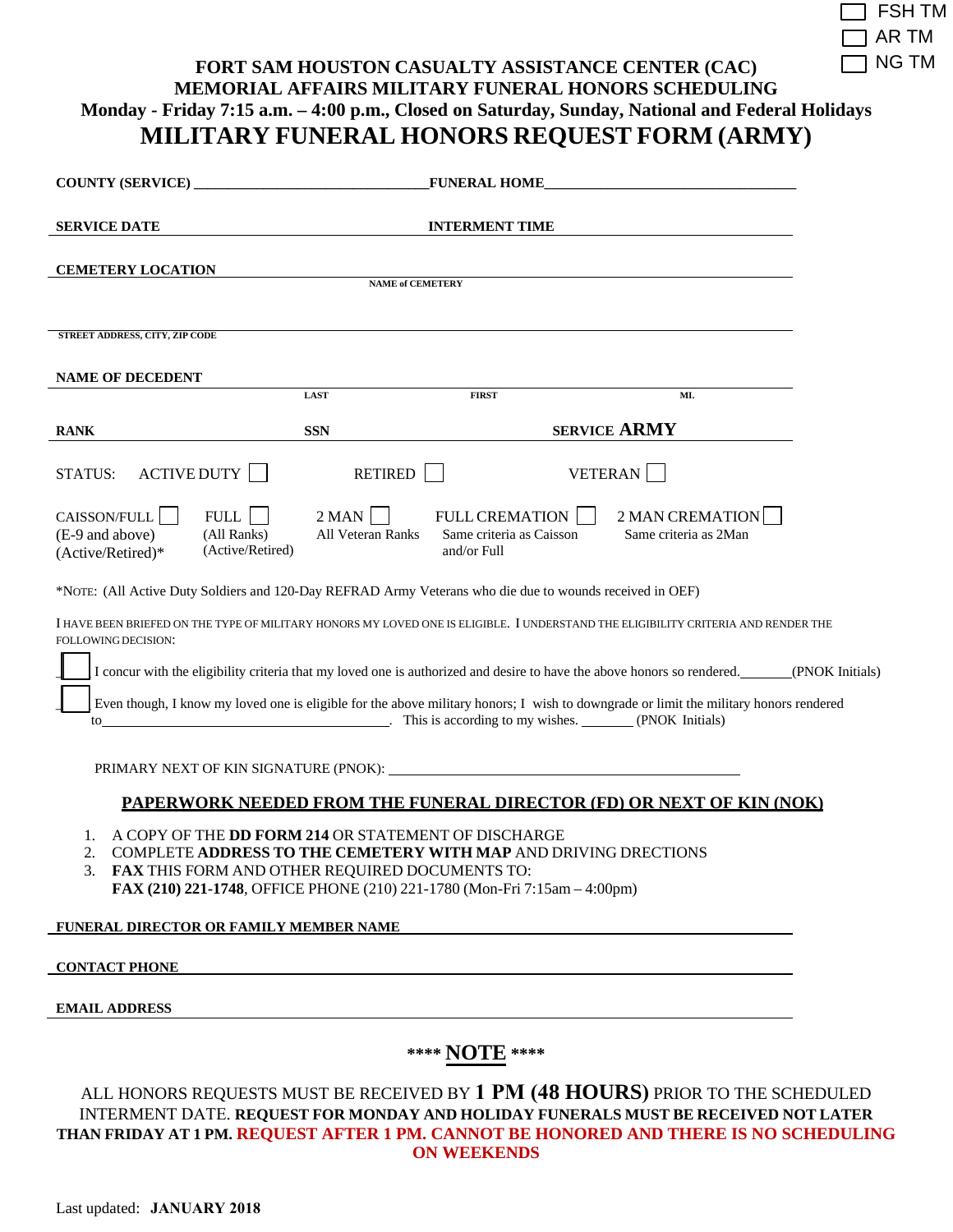☐ FSH TM
☐ AR TM
☐ NG TM

**FORT SAM HOUSTON CASUALTY ASSISTANCE CENTER (CAC)**
**MEMORIAL AFFAIRS MILITARY FUNERAL HONORS SCHEDULING**
**Monday - Friday 7:15 a.m. – 4:00 p.m., Closed on Saturday, Sunday, National and Federal Holidays**

# MILITARY FUNERAL HONORS REQUEST FORM (ARMY)

**COUNTY (SERVICE)** ________________________________ **FUNERAL HOME** ___________________________________

**SERVICE DATE** ______________________ **INTERMENT TIME** ______________________

**CEMETERY LOCATION** ____________________________________________
**NAME of CEMETERY**

____________________________________________
**STREET ADDRESS, CITY, ZIP CODE**

**NAME OF DECEDENT** ____________________________________________
**LAST** **FIRST** **MI.**

**RANK** ______________ **SSN** ______________ **SERVICE ARMY**

STATUS: ACTIVE DUTY ☐ RETIRED ☐ VETERAN ☐

CAISSON/FULL ☐ (E-9 and above) (Active/Retired)* FULL ☐ (All Ranks) (Active/Retired) 2 MAN ☐ All Veteran Ranks FULL CREMATION ☐ Same criteria as Caisson and/or Full 2 MAN CREMATION ☐ Same criteria as 2Man

*NOTE: (All Active Duty Soldiers and 120-Day REFRAD Army Veterans who die due to wounds received in OEF)

I HAVE BEEN BRIEFED ON THE TYPE OF MILITARY HONORS MY LOVED ONE IS ELIGIBLE. I UNDERSTAND THE ELIGIBILITY CRITERIA AND RENDER THE FOLLOWING DECISION:

☐ I concur with the eligibility criteria that my loved one is authorized and desire to have the above honors so rendered._______(PNOK Initials)

☐ Even though, I know my loved one is eligible for the above military honors; I wish to downgrade or limit the military honors rendered to________________________________________. This is according to my wishes. _______ (PNOK Initials)

PRIMARY NEXT OF KIN SIGNATURE (PNOK): ____________________________________________

## PAPERWORK NEEDED FROM THE FUNERAL DIRECTOR (FD) OR NEXT OF KIN (NOK)

1. A COPY OF THE **DD FORM 214** OR STATEMENT OF DISCHARGE
2. COMPLETE **ADDRESS TO THE CEMETERY WITH MAP** AND DRIVING DIRECTIONS
3. **FAX** THIS FORM AND OTHER REQUIRED DOCUMENTS TO:
   **FAX (210) 221-1748**, OFFICE PHONE (210) 221-1780 (Mon-Fri 7:15am – 4:00pm)

**FUNERAL DIRECTOR OR FAMILY MEMBER NAME** ____________________________________________

**CONTACT PHONE** ____________________________________________

**EMAIL ADDRESS** ____________________________________________

**\*\*\*\* NOTE \*\*\*\***

ALL HONORS REQUESTS MUST BE RECEIVED BY **1 PM (48 HOURS)** PRIOR TO THE SCHEDULED INTERMENT DATE. **REQUEST FOR MONDAY AND HOLIDAY FUNERALS MUST BE RECEIVED NOT LATER THAN FRIDAY AT 1 PM. REQUEST AFTER 1 PM. CANNOT BE HONORED AND THERE IS NO SCHEDULING ON WEEKENDS**

Last updated: **JANUARY 2018**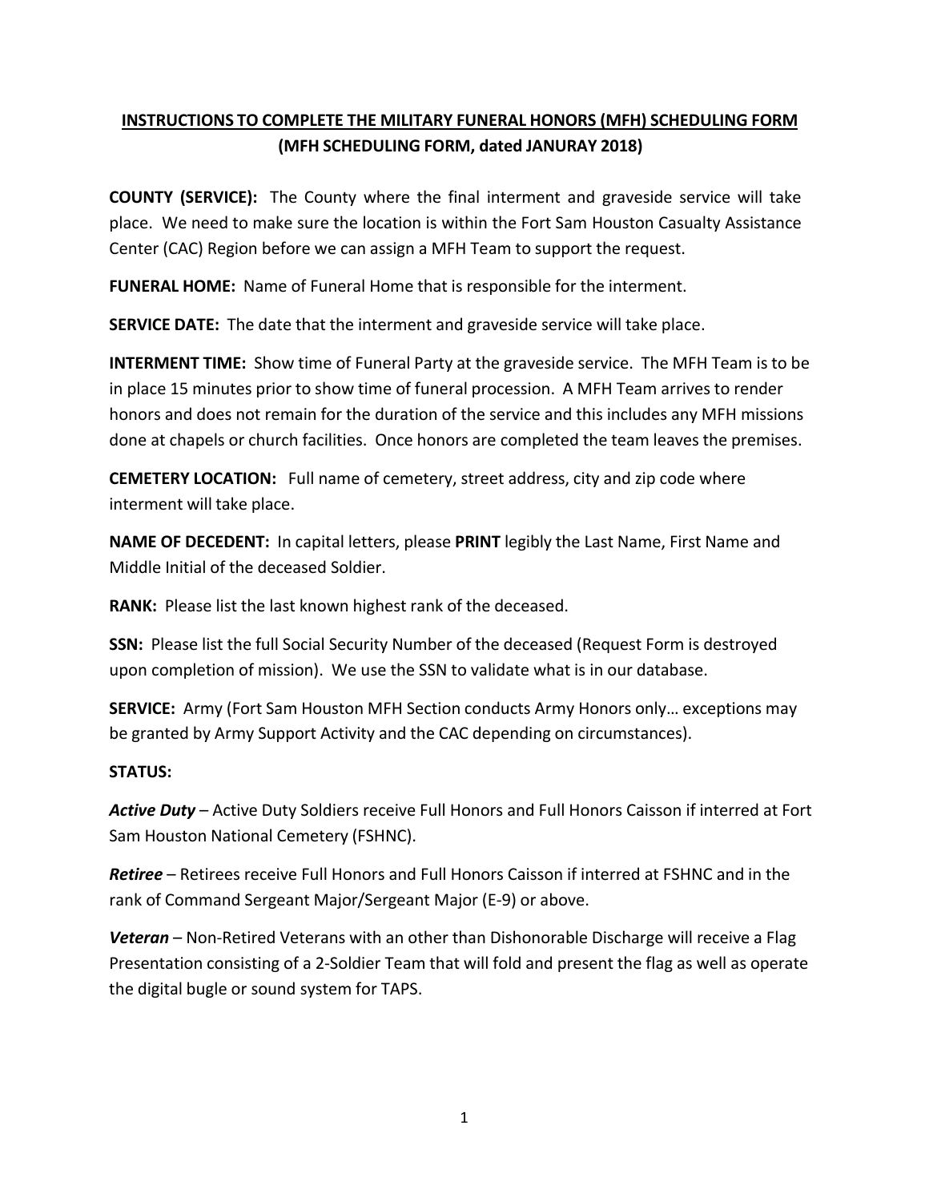**INSTRUCTIONS TO COMPLETE THE MILITARY FUNERAL HONORS (MFH) SCHEDULING FORM**
**(MFH SCHEDULING FORM, dated JANURAY 2018)**

**COUNTY (SERVICE):** The County where the final interment and graveside service will take place. We need to make sure the location is within the Fort Sam Houston Casualty Assistance Center (CAC) Region before we can assign a MFH Team to support the request.

**FUNERAL HOME:** Name of Funeral Home that is responsible for the interment.

**SERVICE DATE:** The date that the interment and graveside service will take place.

**INTERMENT TIME:** Show time of Funeral Party at the graveside service. The MFH Team is to be in place 15 minutes prior to show time of funeral procession. A MFH Team arrives to render honors and does not remain for the duration of the service and this includes any MFH missions done at chapels or church facilities. Once honors are completed the team leaves the premises.

**CEMETERY LOCATION:** Full name of cemetery, street address, city and zip code where interment will take place.

**NAME OF DECEDENT:** In capital letters, please **PRINT** legibly the Last Name, First Name and Middle Initial of the deceased Soldier.

**RANK:** Please list the last known highest rank of the deceased.

**SSN:** Please list the full Social Security Number of the deceased (Request Form is destroyed upon completion of mission). We use the SSN to validate what is in our database.

**SERVICE:** Army (Fort Sam Houston MFH Section conducts Army Honors only… exceptions may be granted by Army Support Activity and the CAC depending on circumstances).

**STATUS:**

***Active Duty*** – Active Duty Soldiers receive Full Honors and Full Honors Caisson if interred at Fort Sam Houston National Cemetery (FSHNC).

***Retiree*** – Retirees receive Full Honors and Full Honors Caisson if interred at FSHNC and in the rank of Command Sergeant Major/Sergeant Major (E-9) or above.

***Veteran*** – Non-Retired Veterans with an other than Dishonorable Discharge will receive a Flag Presentation consisting of a 2-Soldier Team that will fold and present the flag as well as operate the digital bugle or sound system for TAPS.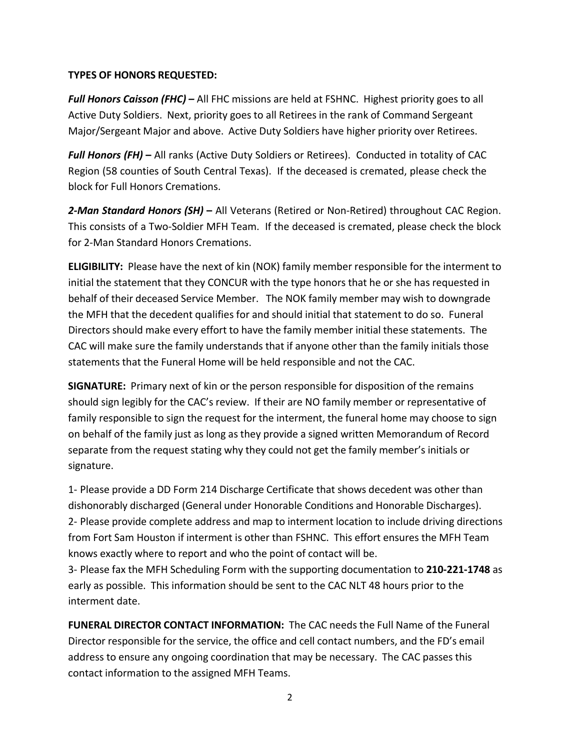**TYPES OF HONORS REQUESTED:**

***Full Honors Caisson (FHC) –*** All FHC missions are held at FSHNC. Highest priority goes to all Active Duty Soldiers. Next, priority goes to all Retirees in the rank of Command Sergeant Major/Sergeant Major and above. Active Duty Soldiers have higher priority over Retirees.

***Full Honors (FH) –*** All ranks (Active Duty Soldiers or Retirees). Conducted in totality of CAC Region (58 counties of South Central Texas). If the deceased is cremated, please check the block for Full Honors Cremations.

***2-Man Standard Honors (SH) –*** All Veterans (Retired or Non-Retired) throughout CAC Region. This consists of a Two-Soldier MFH Team. If the deceased is cremated, please check the block for 2-Man Standard Honors Cremations.

**ELIGIBILITY:** Please have the next of kin (NOK) family member responsible for the interment to initial the statement that they CONCUR with the type honors that he or she has requested in behalf of their deceased Service Member. The NOK family member may wish to downgrade the MFH that the decedent qualifies for and should initial that statement to do so. Funeral Directors should make every effort to have the family member initial these statements. The CAC will make sure the family understands that if anyone other than the family initials those statements that the Funeral Home will be held responsible and not the CAC.

**SIGNATURE:** Primary next of kin or the person responsible for disposition of the remains should sign legibly for the CAC's review. If their are NO family member or representative of family responsible to sign the request for the interment, the funeral home may choose to sign on behalf of the family just as long as they provide a signed written Memorandum of Record separate from the request stating why they could not get the family member's initials or signature.

1- Please provide a DD Form 214 Discharge Certificate that shows decedent was other than dishonorably discharged (General under Honorable Conditions and Honorable Discharges).
2- Please provide complete address and map to interment location to include driving directions from Fort Sam Houston if interment is other than FSHNC. This effort ensures the MFH Team knows exactly where to report and who the point of contact will be.
3- Please fax the MFH Scheduling Form with the supporting documentation to **210-221-1748** as early as possible. This information should be sent to the CAC NLT 48 hours prior to the interment date.

**FUNERAL DIRECTOR CONTACT INFORMATION:** The CAC needs the Full Name of the Funeral Director responsible for the service, the office and cell contact numbers, and the FD's email address to ensure any ongoing coordination that may be necessary. The CAC passes this contact information to the assigned MFH Teams.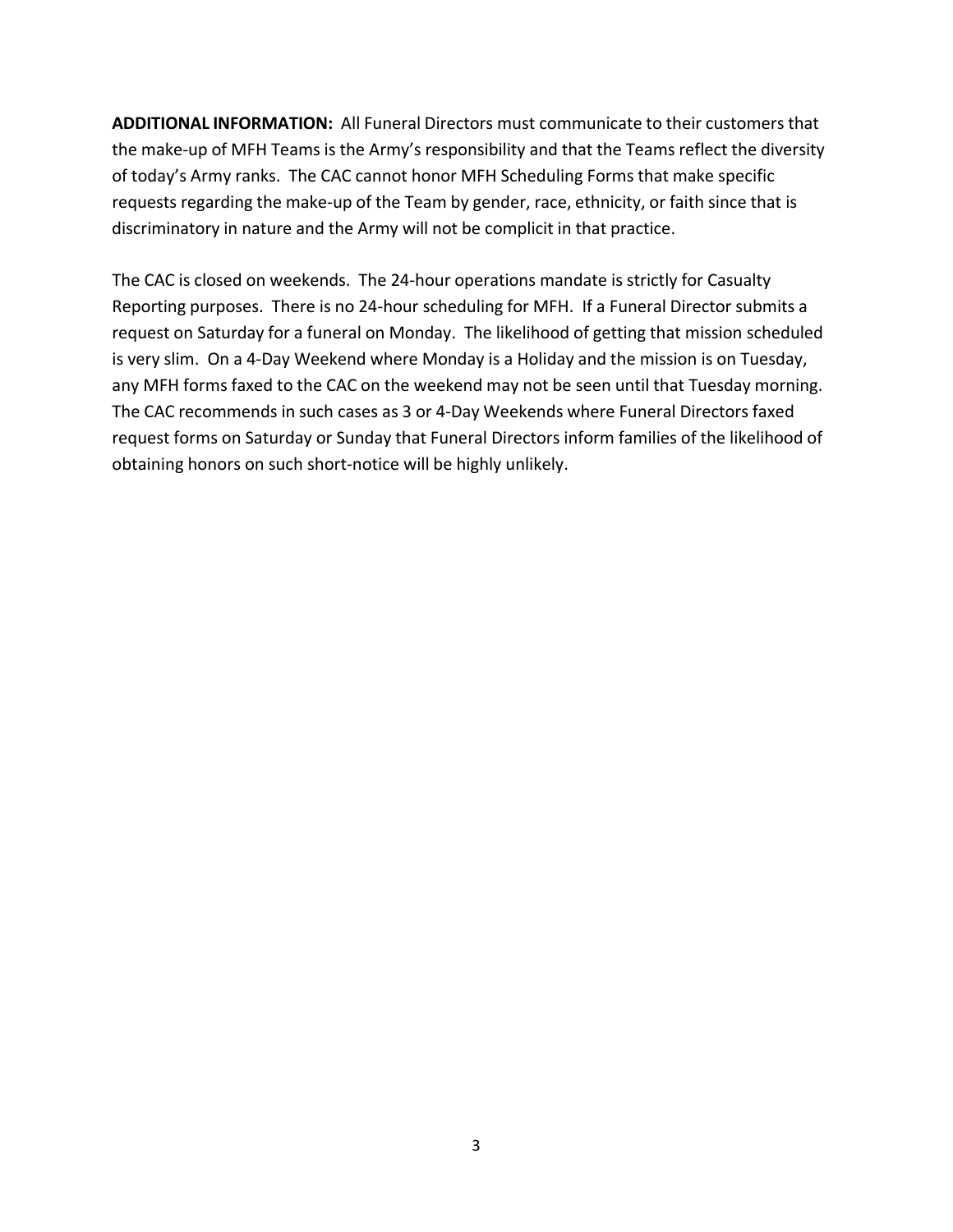**ADDITIONAL INFORMATION:** All Funeral Directors must communicate to their customers that the make-up of MFH Teams is the Army's responsibility and that the Teams reflect the diversity of today's Army ranks. The CAC cannot honor MFH Scheduling Forms that make specific requests regarding the make-up of the Team by gender, race, ethnicity, or faith since that is discriminatory in nature and the Army will not be complicit in that practice.

The CAC is closed on weekends. The 24-hour operations mandate is strictly for Casualty Reporting purposes. There is no 24-hour scheduling for MFH. If a Funeral Director submits a request on Saturday for a funeral on Monday. The likelihood of getting that mission scheduled is very slim. On a 4-Day Weekend where Monday is a Holiday and the mission is on Tuesday, any MFH forms faxed to the CAC on the weekend may not be seen until that Tuesday morning. The CAC recommends in such cases as 3 or 4-Day Weekends where Funeral Directors faxed request forms on Saturday or Sunday that Funeral Directors inform families of the likelihood of obtaining honors on such short-notice will be highly unlikely.